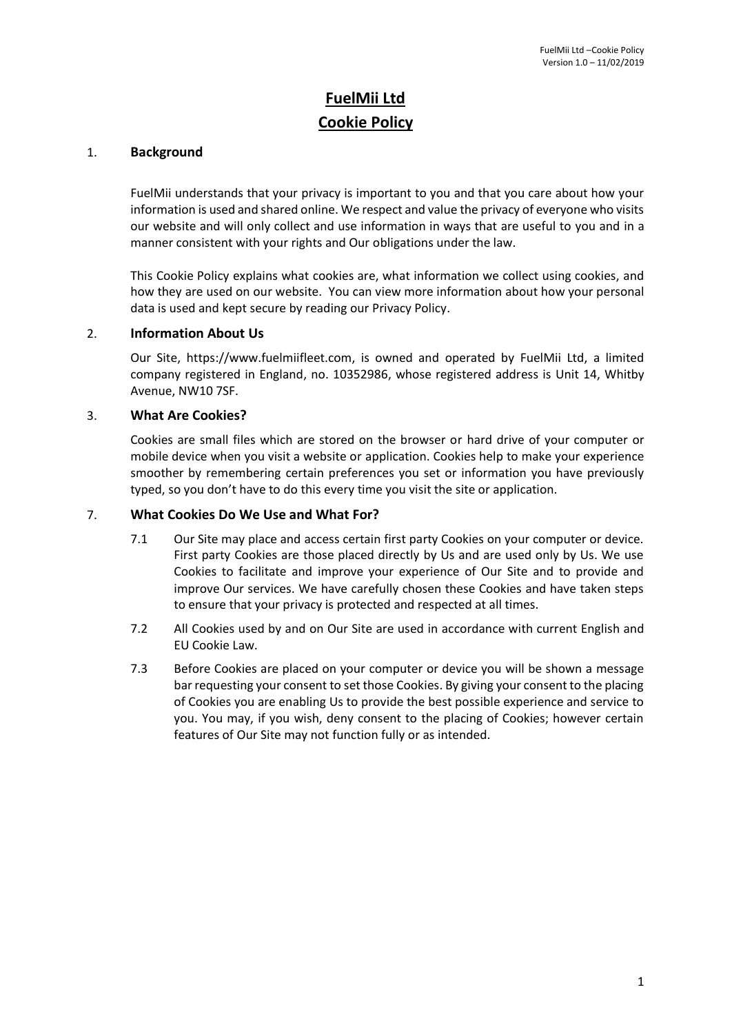# FuelMii Ltd

# Cookie Policy

## 1. Background

FuelMii understands that your privacy is important to you and that you care about how your information is used and shared online. We respect and value the privacy of everyone who visits our website and will only collect and use information in ways that are useful to you and in a manner consistent with your rights and Our obligations under the law.

This Cookie Policy explains what cookies are, what information we collect using cookies, and how they are used on our website. You can view more information about how your personal data is used and kept secure by reading our Privacy Policy.

## 2. Information About Us

Our Site, https://www.fuelmiifleet.com, is owned and operated by FuelMii Ltd, a limited company registered in England, no. 10352986, whose registered address is Unit 14, Whitby Avenue, NW10 7SF.

## 3. What Are Cookies?

Cookies are small files which are stored on the browser or hard drive of your computer or mobile device when you visit a website or application. Cookies help to make your experience smoother by remembering certain preferences you set or information you have previously typed, so you don't have to do this every time you visit the site or application.

## 7. What Cookies Do We Use and What For?

7.1 Our Site may place and access certain first party Cookies on your computer or device. First party Cookies are those placed directly by Us and are used only by Us. We use Cookies to facilitate and improve your experience of Our Site and to provide and improve Our services. We have carefully chosen these Cookies and have taken steps to ensure that your privacy is protected and respected at all times.

7.2 All Cookies used by and on Our Site are used in accordance with current English and EU Cookie Law.

7.3 Before Cookies are placed on your computer or device you will be shown a message bar requesting your consent to set those Cookies. By giving your consent to the placing of Cookies you are enabling Us to provide the best possible experience and service to you. You may, if you wish, deny consent to the placing of Cookies; however certain features of Our Site may not function fully or as intended.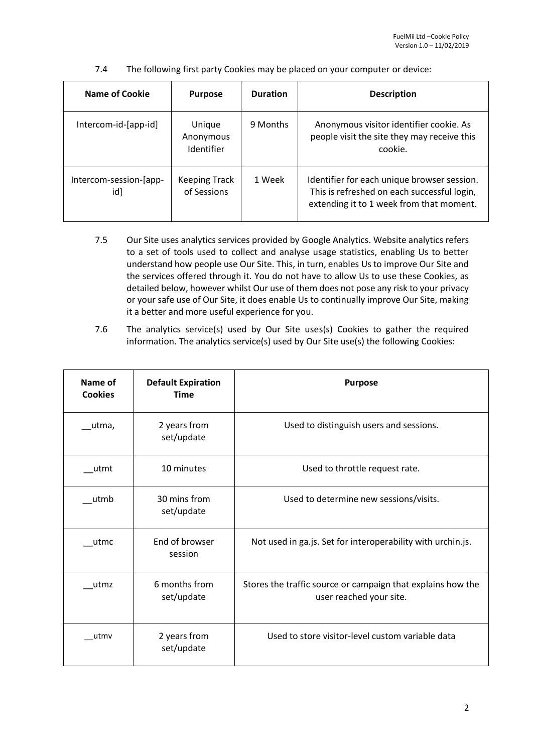7.4 The following first party Cookies may be placed on your computer or device:

| Name of Cookie | Purpose | Duration | Description |
|---|---|---|---|
| Intercom-id-[app-id] | Unique Anonymous Identifier | 9 Months | Anonymous visitor identifier cookie. As people visit the site they may receive this cookie. |
| Intercom-session-[app-id] | Keeping Track of Sessions | 1 Week | Identifier for each unique browser session. This is refreshed on each successful login, extending it to 1 week from that moment. |

7.5 Our Site uses analytics services provided by Google Analytics. Website analytics refers to a set of tools used to collect and analyse usage statistics, enabling Us to better understand how people use Our Site. This, in turn, enables Us to improve Our Site and the services offered through it. You do not have to allow Us to use these Cookies, as detailed below, however whilst Our use of them does not pose any risk to your privacy or your safe use of Our Site, it does enable Us to continually improve Our Site, making it a better and more useful experience for you.

7.6 The analytics service(s) used by Our Site uses(s) Cookies to gather the required information. The analytics service(s) used by Our Site use(s) the following Cookies:

| Name of Cookies | Default Expiration Time | Purpose |
|---|---|---|
| __utma, | 2 years from set/update | Used to distinguish users and sessions. |
| __utmt | 10 minutes | Used to throttle request rate. |
| __utmb | 30 mins from set/update | Used to determine new sessions/visits. |
| __utmc | End of browser session | Not used in ga.js. Set for interoperability with urchin.js. |
| __utmz | 6 months from set/update | Stores the traffic source or campaign that explains how the user reached your site. |
| __utmv | 2 years from set/update | Used to store visitor-level custom variable data |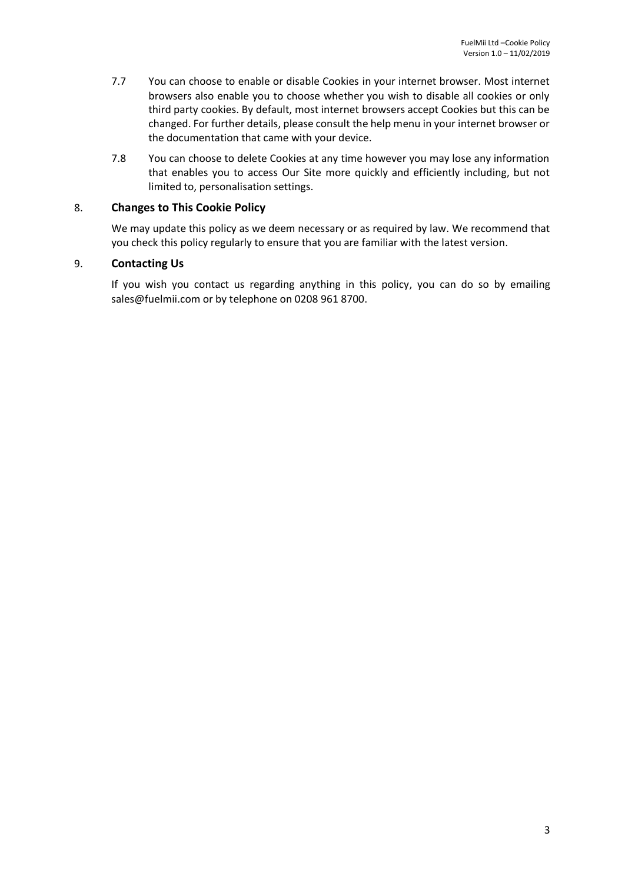7.7 You can choose to enable or disable Cookies in your internet browser. Most internet browsers also enable you to choose whether you wish to disable all cookies or only third party cookies. By default, most internet browsers accept Cookies but this can be changed. For further details, please consult the help menu in your internet browser or the documentation that came with your device.

7.8 You can choose to delete Cookies at any time however you may lose any information that enables you to access Our Site more quickly and efficiently including, but not limited to, personalisation settings.

## 8. Changes to This Cookie Policy

We may update this policy as we deem necessary or as required by law. We recommend that you check this policy regularly to ensure that you are familiar with the latest version.

## 9. Contacting Us

If you wish you contact us regarding anything in this policy, you can do so by emailing sales@fuelmii.com or by telephone on 0208 961 8700.